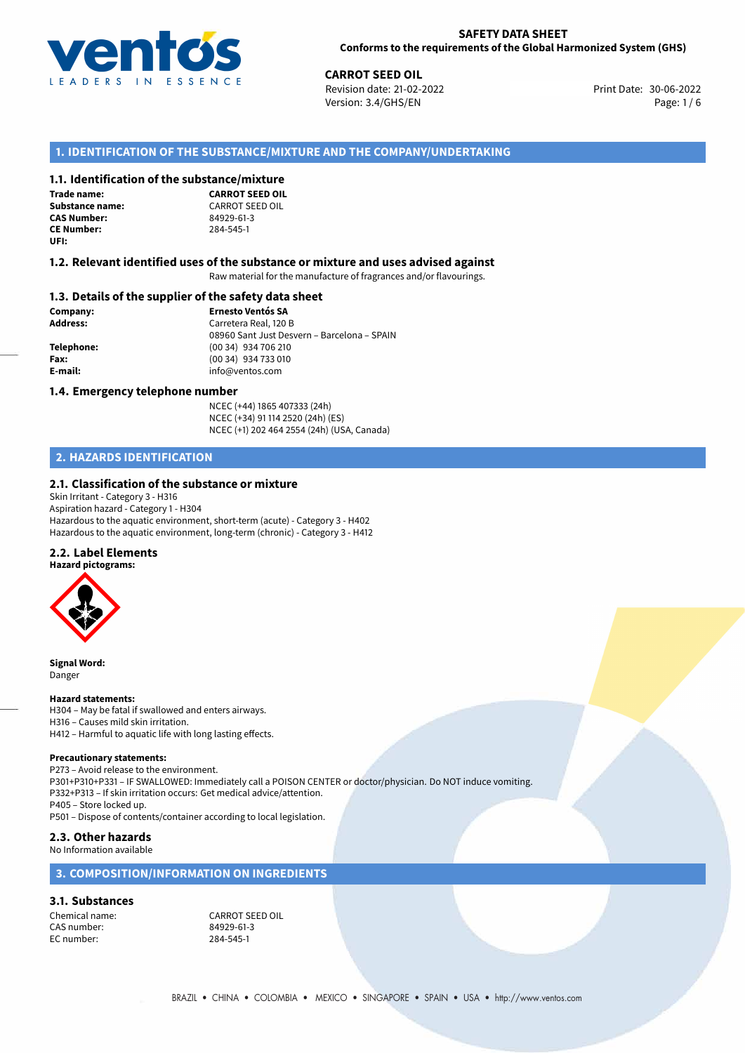**SAFETY DATA SHEET**
**Conforms to the requirements of the Global Harmonized System (GHS)**

**CARROT SEED OIL**
Revision date: 21-02-2022
Version: 3.4/GHS/EN
Print Date: 30-06-2022

## 1. IDENTIFICATION OF THE SUBSTANCE/MIXTURE AND THE COMPANY/UNDERTAKING

### 1.1. Identification of the substance/mixture

**Trade name:** **CARROT SEED OIL**
**Substance name:** CARROT SEED OIL
**CAS Number:** 84929-61-3
**CE Number:** 284-545-1
**UFI:**

### 1.2. Relevant identified uses of the substance or mixture and uses advised against

Raw material for the manufacture of fragrances and/or flavourings.

### 1.3. Details of the supplier of the safety data sheet

**Company:** **Ernesto Ventós SA**
**Address:** Carretera Real, 120 B
08960 Sant Just Desvern – Barcelona – SPAIN
**Telephone:** (00 34) 934 706 210
**Fax:** (00 34) 934 733 010
**E-mail:** info@ventos.com

### 1.4. Emergency telephone number

NCEC (+44) 1865 407333 (24h)
NCEC (+34) 91 114 2520 (24h) (ES)
NCEC (+1) 202 464 2554 (24h) (USA, Canada)

## 2. HAZARDS IDENTIFICATION

### 2.1. Classification of the substance or mixture

Skin Irritant - Category 3 - H316
Aspiration hazard - Category 1 - H304
Hazardous to the aquatic environment, short-term (acute) - Category 3 - H402
Hazardous to the aquatic environment, long-term (chronic) - Category 3 - H412

### 2.2. Label Elements

**Hazard pictograms:**

**Signal Word:**
Danger

**Hazard statements:**
H304 – May be fatal if swallowed and enters airways.
H316 – Causes mild skin irritation.
H412 – Harmful to aquatic life with long lasting effects.

**Precautionary statements:**
P273 – Avoid release to the environment.
P301+P310+P331 – IF SWALLOWED: Immediately call a POISON CENTER or doctor/physician. Do NOT induce vomiting.
P332+P313 – If skin irritation occurs: Get medical advice/attention.
P405 – Store locked up.
P501 – Dispose of contents/container according to local legislation.

### 2.3. Other hazards

No Information available

## 3. COMPOSITION/INFORMATION ON INGREDIENTS

### 3.1. Substances

Chemical name: CARROT SEED OIL
CAS number: 84929-61-3
EC number: 284-545-1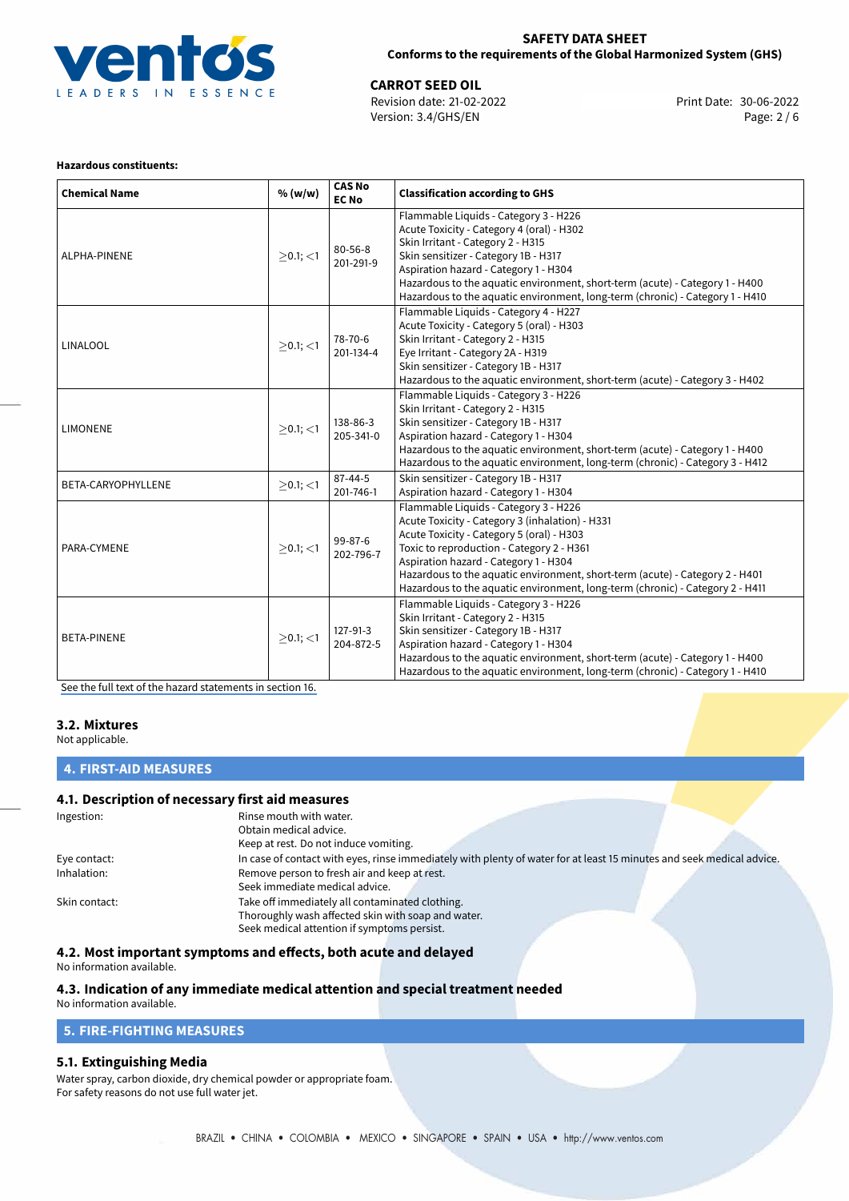**Hazardous constituents:**

| Chemical Name | % (w/w) | CAS No<br>EC No | Classification according to GHS |
|---|---|---|---|
| ALPHA-PINENE | $\geq$0.1; <1 | 80-56-8<br>201-291-9 | Flammable Liquids - Category 3 - H226<br>Acute Toxicity - Category 4 (oral) - H302<br>Skin Irritant - Category 2 - H315<br>Skin sensitizer - Category 1B - H317<br>Aspiration hazard - Category 1 - H304<br>Hazardous to the aquatic environment, short-term (acute) - Category 1 - H400<br>Hazardous to the aquatic environment, long-term (chronic) - Category 1 - H410 |
| LINALOOL | $\geq$0.1; <1 | 78-70-6<br>201-134-4 | Flammable Liquids - Category 4 - H227<br>Acute Toxicity - Category 5 (oral) - H303<br>Skin Irritant - Category 2 - H315<br>Eye Irritant - Category 2A - H319<br>Skin sensitizer - Category 1B - H317<br>Hazardous to the aquatic environment, short-term (acute) - Category 3 - H402 |
| LIMONENE | $\geq$0.1; <1 | 138-86-3<br>205-341-0 | Flammable Liquids - Category 3 - H226<br>Skin Irritant - Category 2 - H315<br>Skin sensitizer - Category 1B - H317<br>Aspiration hazard - Category 1 - H304<br>Hazardous to the aquatic environment, short-term (acute) - Category 1 - H400<br>Hazardous to the aquatic environment, long-term (chronic) - Category 3 - H412 |
| BETA-CARYOPHYLLENE | $\geq$0.1; <1 | 87-44-5<br>201-746-1 | Skin sensitizer - Category 1B - H317<br>Aspiration hazard - Category 1 - H304 |
| PARA-CYMENE | $\geq$0.1; <1 | 99-87-6<br>202-796-7 | Flammable Liquids - Category 3 - H226<br>Acute Toxicity - Category 3 (inhalation) - H331<br>Acute Toxicity - Category 5 (oral) - H303<br>Toxic to reproduction - Category 2 - H361<br>Aspiration hazard - Category 1 - H304<br>Hazardous to the aquatic environment, short-term (acute) - Category 2 - H401<br>Hazardous to the aquatic environment, long-term (chronic) - Category 2 - H411 |
| BETA-PINENE | $\geq$0.1; <1 | 127-91-3<br>204-872-5 | Flammable Liquids - Category 3 - H226<br>Skin Irritant - Category 2 - H315<br>Skin sensitizer - Category 1B - H317<br>Aspiration hazard - Category 1 - H304<br>Hazardous to the aquatic environment, short-term (acute) - Category 1 - H400<br>Hazardous to the aquatic environment, long-term (chronic) - Category 1 - H410 |

See the full text of the hazard statements in section 16.

### 3.2. Mixtures

Not applicable.

## 4. FIRST-AID MEASURES

### 4.1. Description of necessary first aid measures

Ingestion: Rinse mouth with water.
Obtain medical advice.
Keep at rest. Do not induce vomiting.

Eye contact: In case of contact with eyes, rinse immediately with plenty of water for at least 15 minutes and seek medical advice.

Inhalation: Remove person to fresh air and keep at rest.
Seek immediate medical advice.

Skin contact: Take off immediately all contaminated clothing.
Thoroughly wash affected skin with soap and water.
Seek medical attention if symptoms persist.

### 4.2. Most important symptoms and effects, both acute and delayed

No information available.

### 4.3. Indication of any immediate medical attention and special treatment needed

No information available.

## 5. FIRE-FIGHTING MEASURES

### 5.1. Extinguishing Media

Water spray, carbon dioxide, dry chemical powder or appropriate foam.
For safety reasons do not use full water jet.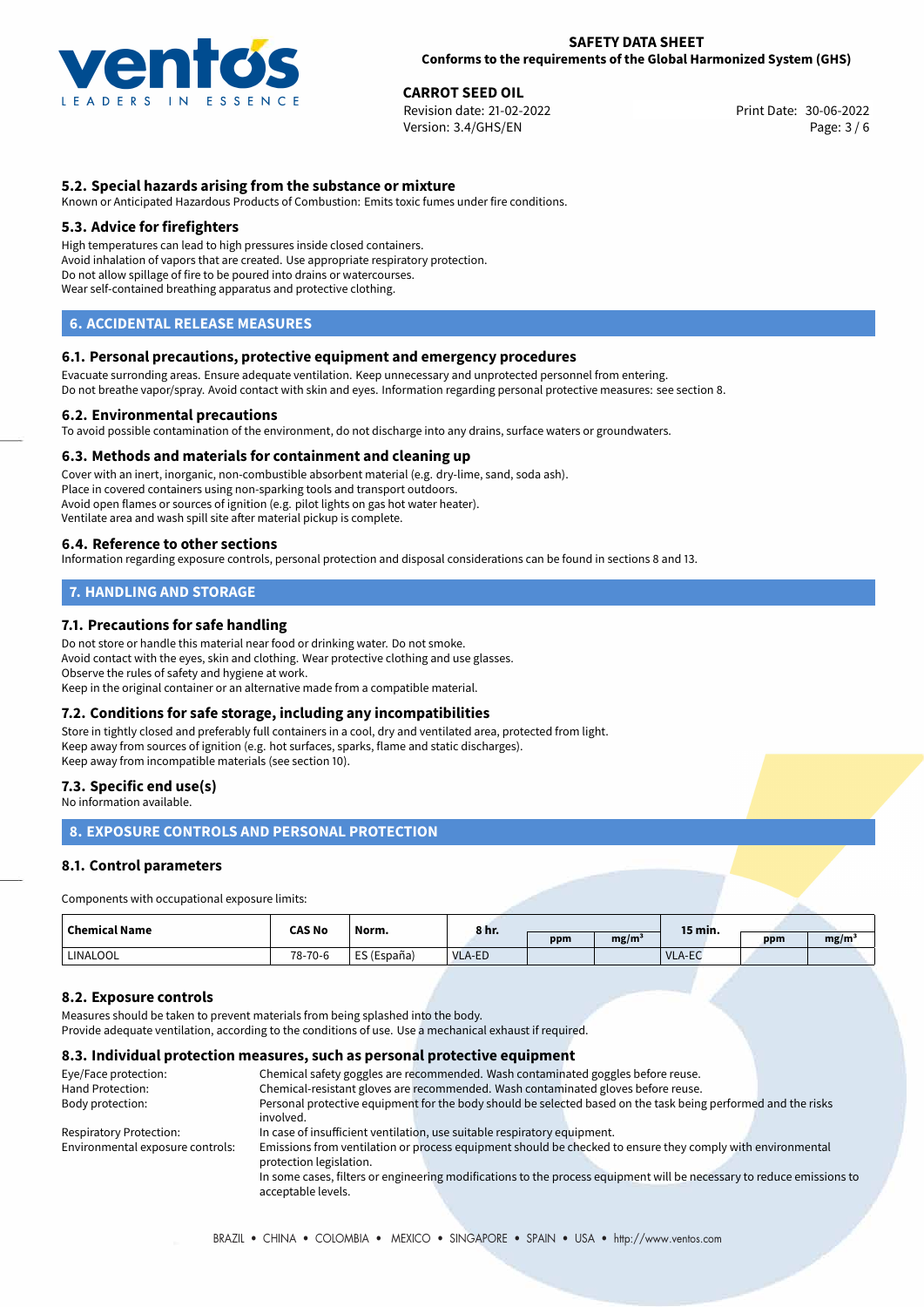## 5.2. Special hazards arising from the substance or mixture

Known or Anticipated Hazardous Products of Combustion: Emits toxic fumes under fire conditions.

## 5.3. Advice for firefighters

High temperatures can lead to high pressures inside closed containers.
Avoid inhalation of vapors that are created. Use appropriate respiratory protection.
Do not allow spillage of fire to be poured into drains or watercourses.
Wear self-contained breathing apparatus and protective clothing.

# 6. ACCIDENTAL RELEASE MEASURES

## 6.1. Personal precautions, protective equipment and emergency procedures

Evacuate surrounding areas. Ensure adequate ventilation. Keep unnecessary and unprotected personnel from entering.
Do not breathe vapor/spray. Avoid contact with skin and eyes. Information regarding personal protective measures: see section 8.

## 6.2. Environmental precautions

To avoid possible contamination of the environment, do not discharge into any drains, surface waters or groundwaters.

## 6.3. Methods and materials for containment and cleaning up

Cover with an inert, inorganic, non-combustible absorbent material (e.g. dry-lime, sand, soda ash).
Place in covered containers using non-sparking tools and transport outdoors.
Avoid open flames or sources of ignition (e.g. pilot lights on gas hot water heater).
Ventilate area and wash spill site after material pickup is complete.

## 6.4. Reference to other sections

Information regarding exposure controls, personal protection and disposal considerations can be found in sections 8 and 13.

# 7. HANDLING AND STORAGE

## 7.1. Precautions for safe handling

Do not store or handle this material near food or drinking water. Do not smoke.
Avoid contact with the eyes, skin and clothing. Wear protective clothing and use glasses.
Observe the rules of safety and hygiene at work.
Keep in the original container or an alternative made from a compatible material.

## 7.2. Conditions for safe storage, including any incompatibilities

Store in tightly closed and preferably full containers in a cool, dry and ventilated area, protected from light.
Keep away from sources of ignition (e.g. hot surfaces, sparks, flame and static discharges).
Keep away from incompatible materials (see section 10).

## 7.3. Specific end use(s)

No information available.

# 8. EXPOSURE CONTROLS AND PERSONAL PROTECTION

## 8.1. Control parameters

Components with occupational exposure limits:

| Chemical Name | CAS No | Norm. | 8 hr. | | | 15 min. | | |
|---|---|---|---|---|---|---|---|---|
| | | | | ppm | mg/m³ | | ppm | mg/m³ |
| LINALOOL | 78-70-6 | ES (España) | VLA-ED | | | VLA-EC | | |

## 8.2. Exposure controls

Measures should be taken to prevent materials from being splashed into the body.
Provide adequate ventilation, according to the conditions of use. Use a mechanical exhaust if required.

## 8.3. Individual protection measures, such as personal protective equipment

| | |
|---|---|
| Eye/Face protection: | Chemical safety goggles are recommended. Wash contaminated goggles before reuse. |
| Hand Protection: | Chemical-resistant gloves are recommended. Wash contaminated gloves before reuse. |
| Body protection: | Personal protective equipment for the body should be selected based on the task being performed and the risks involved. |
| Respiratory Protection: | In case of insufficient ventilation, use suitable respiratory equipment. |
| Environmental exposure controls: | Emissions from ventilation or process equipment should be checked to ensure they comply with environmental protection legislation. In some cases, filters or engineering modifications to the process equipment will be necessary to reduce emissions to acceptable levels. |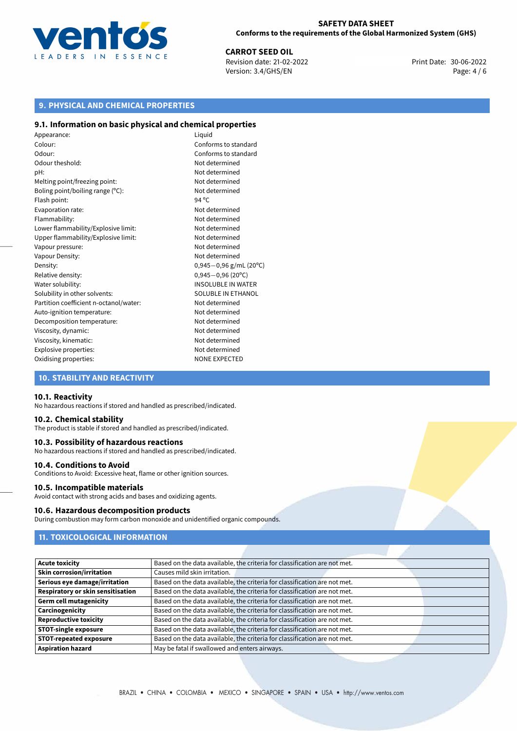## 9. PHYSICAL AND CHEMICAL PROPERTIES

### 9.1. Information on basic physical and chemical properties

| | |
|---|---|
| Appearance: | Liquid |
| Colour: | Conforms to standard |
| Odour: | Conforms to standard |
| Odour theshold: | Not determined |
| pH: | Not determined |
| Melting point/freezing point: | Not determined |
| Boling point/boiling range (°C): | Not determined |
| Flash point: | 94 °C |
| Evaporation rate: | Not determined |
| Flammability: | Not determined |
| Lower flammability/Explosive limit: | Not determined |
| Upper flammability/Explosive limit: | Not determined |
| Vapour pressure: | Not determined |
| Vapour Density: | Not determined |
| Density: | 0,945−0,96 g/mL (20°C) |
| Relative density: | 0,945−0,96 (20°C) |
| Water solubility: | INSOLUBLE IN WATER |
| Solubility in other solvents: | SOLUBLE IN ETHANOL |
| Partition coefficient n-octanol/water: | Not determined |
| Auto-ignition temperature: | Not determined |
| Decomposition temperature: | Not determined |
| Viscosity, dynamic: | Not determined |
| Viscosity, kinematic: | Not determined |
| Explosive properties: | Not determined |
| Oxidising properties: | NONE EXPECTED |

## 10. STABILITY AND REACTIVITY

### 10.1. Reactivity

No hazardous reactions if stored and handled as prescribed/indicated.

### 10.2. Chemical stability

The product is stable if stored and handled as prescribed/indicated.

### 10.3. Possibility of hazardous reactions

No hazardous reactions if stored and handled as prescribed/indicated.

### 10.4. Conditions to Avoid

Conditions to Avoid: Excessive heat, flame or other ignition sources.

### 10.5. Incompatible materials

Avoid contact with strong acids and bases and oxidizing agents.

### 10.6. Hazardous decomposition products

During combustion may form carbon monoxide and unidentified organic compounds.

## 11. TOXICOLOGICAL INFORMATION

| | |
|---|---|
| **Acute toxicity** | Based on the data available, the criteria for classification are not met. |
| **Skin corrosion/irritation** | Causes mild skin irritation. |
| **Serious eye damage/irritation** | Based on the data available, the criteria for classification are not met. |
| **Respiratory or skin sensitisation** | Based on the data available, the criteria for classification are not met. |
| **Germ cell mutagenicity** | Based on the data available, the criteria for classification are not met. |
| **Carcinogenicity** | Based on the data available, the criteria for classification are not met. |
| **Reproductive toxicity** | Based on the data available, the criteria for classification are not met. |
| **STOT-single exposure** | Based on the data available, the criteria for classification are not met. |
| **STOT-repeated exposure** | Based on the data available, the criteria for classification are not met. |
| **Aspiration hazard** | May be fatal if swallowed and enters airways. |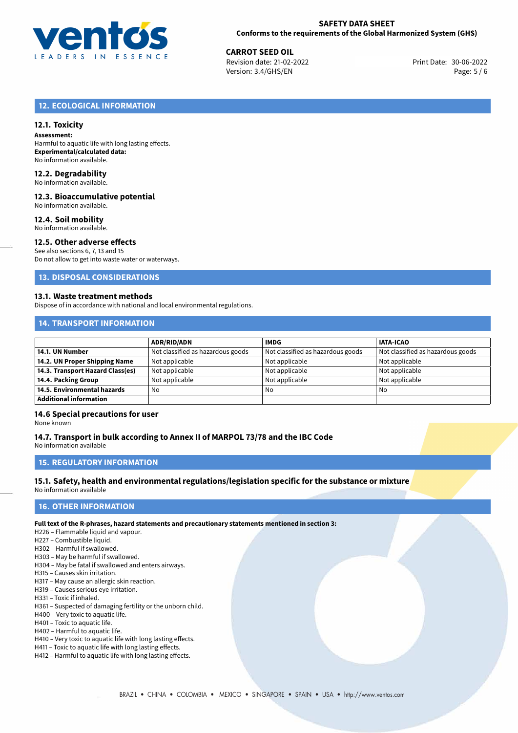## 12. ECOLOGICAL INFORMATION

### 12.1. Toxicity

**Assessment:**
Harmful to aquatic life with long lasting effects.
**Experimental/calculated data:**
No information available.

### 12.2. Degradability

No information available.

### 12.3. Bioaccumulative potential

No information available.

### 12.4. Soil mobility

No information available.

### 12.5. Other adverse effects

See also sections 6, 7, 13 and 15
Do not allow to get into waste water or waterways.

## 13. DISPOSAL CONSIDERATIONS

### 13.1. Waste treatment methods

Dispose of in accordance with national and local environmental regulations.

## 14. TRANSPORT INFORMATION

| | ADR/RID/ADN | IMDG | IATA-ICAO |
|---|---|---|---|
| **14.1. UN Number** | Not classified as hazardous goods | Not classified as hazardous goods | Not classified as hazardous goods |
| **14.2. UN Proper Shipping Name** | Not applicable | Not applicable | Not applicable |
| **14.3. Transport Hazard Class(es)** | Not applicable | Not applicable | Not applicable |
| **14.4. Packing Group** | Not applicable | Not applicable | Not applicable |
| **14.5. Environmental hazards** | No | No | No |
| **Additional information** | | | |

### 14.6 Special precautions for user

None known

### 14.7. Transport in bulk according to Annex II of MARPOL 73/78 and the IBC Code

No information available

## 15. REGULATORY INFORMATION

### 15.1. Safety, health and environmental regulations/legislation specific for the substance or mixture

No information available

## 16. OTHER INFORMATION

**Full text of the R-phrases, hazard statements and precautionary statements mentioned in section 3:**

H226 – Flammable liquid and vapour.
H227 – Combustible liquid.
H302 – Harmful if swallowed.
H303 – May be harmful if swallowed.
H304 – May be fatal if swallowed and enters airways.
H315 – Causes skin irritation.
H317 – May cause an allergic skin reaction.
H319 – Causes serious eye irritation.
H331 – Toxic if inhaled.
H361 – Suspected of damaging fertility or the unborn child.
H400 – Very toxic to aquatic life.
H401 – Toxic to aquatic life.
H402 – Harmful to aquatic life.
H410 – Very toxic to aquatic life with long lasting effects.
H411 – Toxic to aquatic life with long lasting effects.
H412 – Harmful to aquatic life with long lasting effects.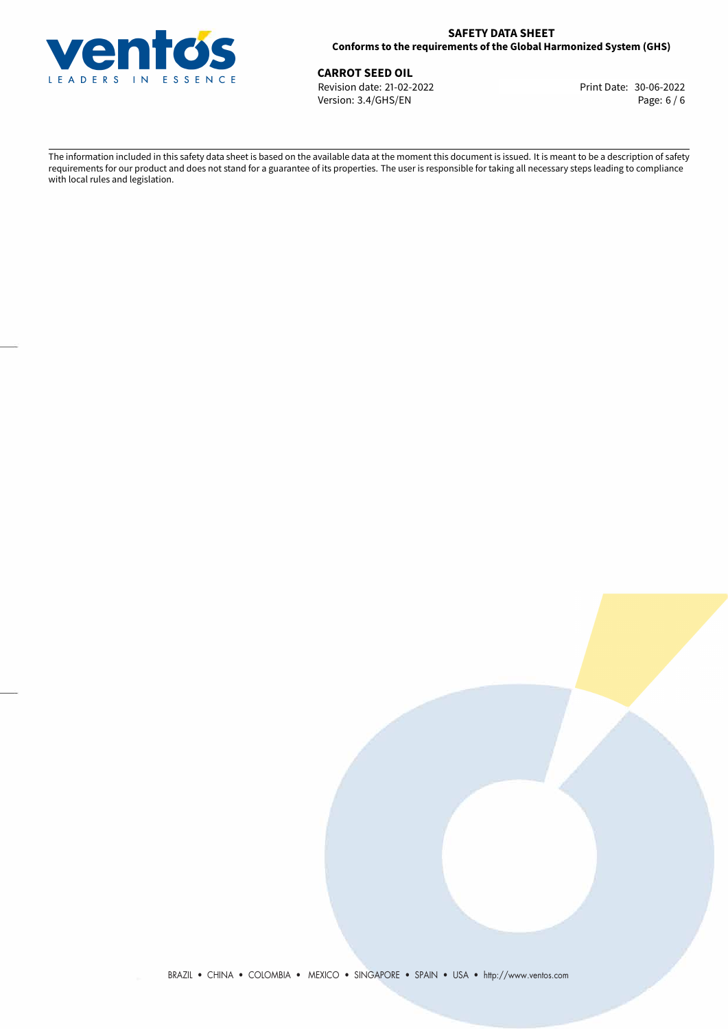The information included in this safety data sheet is based on the available data at the moment this document is issued. It is meant to be a description of safety requirements for our product and does not stand for a guarantee of its properties. The user is responsible for taking all necessary steps leading to compliance with local rules and legislation.